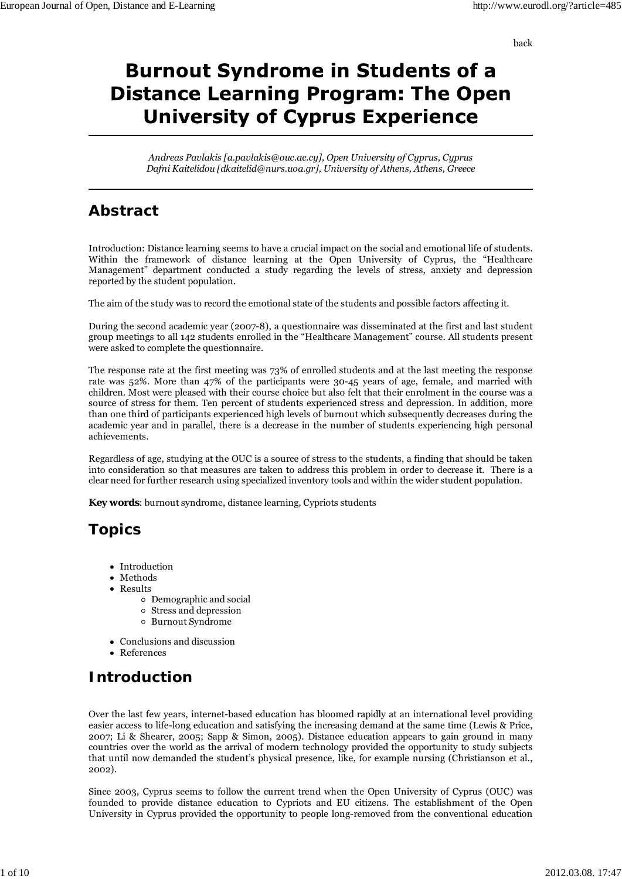back

# Burnout Syndrome in Students of a Distance Learning Program: The Open University of Cyprus Experience

*Andreas Pavlakis [a.pavlakis@ouc.ac.cy], Open University of Cyprus, Cyprus*
*Dafni Kaitelidou [dkaitelid@nurs.uoa.gr], University of Athens, Athens, Greece*

## Abstract

Introduction: Distance learning seems to have a crucial impact on the social and emotional life of students. Within the framework of distance learning at the Open University of Cyprus, the "Healthcare Management" department conducted a study regarding the levels of stress, anxiety and depression reported by the student population.

The aim of the study was to record the emotional state of the students and possible factors affecting it.

During the second academic year (2007-8), a questionnaire was disseminated at the first and last student group meetings to all 142 students enrolled in the "Healthcare Management" course. All students present were asked to complete the questionnaire.

The response rate at the first meeting was 73% of enrolled students and at the last meeting the response rate was 52%. More than 47% of the participants were 30-45 years of age, female, and married with children. Most were pleased with their course choice but also felt that their enrolment in the course was a source of stress for them. Ten percent of students experienced stress and depression. In addition, more than one third of participants experienced high levels of burnout which subsequently decreases during the academic year and in parallel, there is a decrease in the number of students experiencing high personal achievements.

Regardless of age, studying at the OUC is a source of stress to the students, a finding that should be taken into consideration so that measures are taken to address this problem in order to decrease it. There is a clear need for further research using specialized inventory tools and within the wider student population.

**Key words**: burnout syndrome, distance learning, Cypriots students

## Topics

- Introduction
- Methods
- Results
  - Demographic and social
  - Stress and depression
  - Burnout Syndrome
- Conclusions and discussion
- References

## Introduction

Over the last few years, internet-based education has bloomed rapidly at an international level providing easier access to life-long education and satisfying the increasing demand at the same time (Lewis & Price, 2007; Li & Shearer, 2005; Sapp & Simon, 2005). Distance education appears to gain ground in many countries over the world as the arrival of modern technology provided the opportunity to study subjects that until now demanded the student's physical presence, like, for example nursing (Christianson et al., 2002).

Since 2003, Cyprus seems to follow the current trend when the Open University of Cyprus (OUC) was founded to provide distance education to Cypriots and EU citizens. The establishment of the Open University in Cyprus provided the opportunity to people long-removed from the conventional education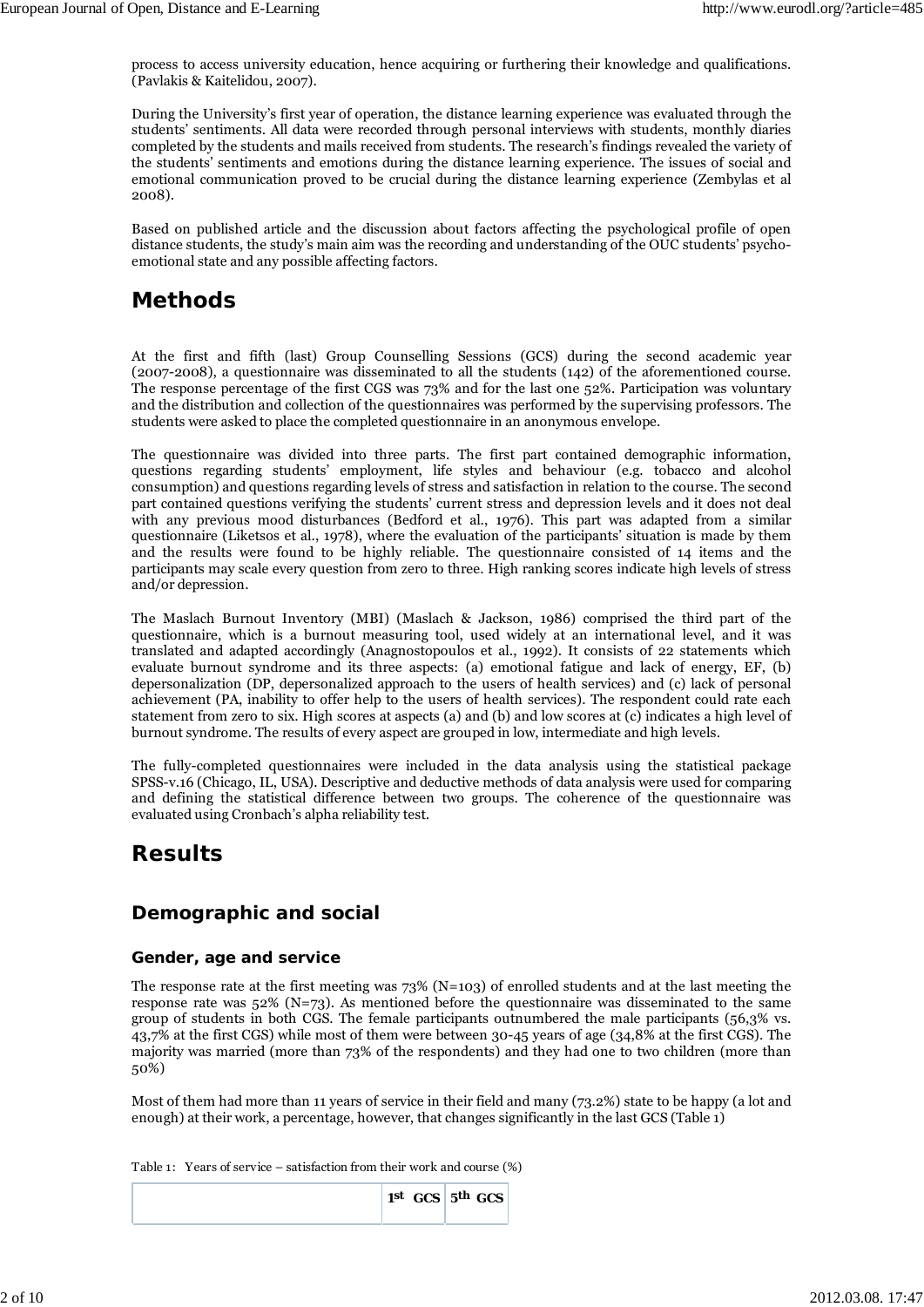process to access university education, hence acquiring or furthering their knowledge and qualifications. (Pavlakis & Kaitelidou, 2007).

During the University's first year of operation, the distance learning experience was evaluated through the students' sentiments. All data were recorded through personal interviews with students, monthly diaries completed by the students and mails received from students. The research's findings revealed the variety of the students' sentiments and emotions during the distance learning experience. The issues of social and emotional communication proved to be crucial during the distance learning experience (Zembylas et al 2008).

Based on published article and the discussion about factors affecting the psychological profile of open distance students, the study's main aim was the recording and understanding of the OUC students' psycho-emotional state and any possible affecting factors.

# Methods

At the first and fifth (last) Group Counselling Sessions (GCS) during the second academic year (2007-2008), a questionnaire was disseminated to all the students (142) of the aforementioned course. The response percentage of the first CGS was 73% and for the last one 52%. Participation was voluntary and the distribution and collection of the questionnaires was performed by the supervising professors. The students were asked to place the completed questionnaire in an anonymous envelope.

The questionnaire was divided into three parts. The first part contained demographic information, questions regarding students' employment, life styles and behaviour (e.g. tobacco and alcohol consumption) and questions regarding levels of stress and satisfaction in relation to the course. The second part contained questions verifying the students' current stress and depression levels and it does not deal with any previous mood disturbances (Bedford et al., 1976). This part was adapted from a similar questionnaire (Liketsos et al., 1978), where the evaluation of the participants' situation is made by them and the results were found to be highly reliable. The questionnaire consisted of 14 items and the participants may scale every question from zero to three. High ranking scores indicate high levels of stress and/or depression.

The Maslach Burnout Inventory (MBI) (Maslach & Jackson, 1986) comprised the third part of the questionnaire, which is a burnout measuring tool, used widely at an international level, and it was translated and adapted accordingly (Anagnostopoulos et al., 1992). It consists of 22 statements which evaluate burnout syndrome and its three aspects: (a) emotional fatigue and lack of energy, EF, (b) depersonalization (DP, depersonalized approach to the users of health services) and (c) lack of personal achievement (PA, inability to offer help to the users of health services). The respondent could rate each statement from zero to six. High scores at aspects (a) and (b) and low scores at (c) indicates a high level of burnout syndrome. The results of every aspect are grouped in low, intermediate and high levels.

The fully-completed questionnaires were included in the data analysis using the statistical package SPSS-v.16 (Chicago, IL, USA). Descriptive and deductive methods of data analysis were used for comparing and defining the statistical difference between two groups. The coherence of the questionnaire was evaluated using Cronbach's alpha reliability test.

# Results

## Demographic and social

### Gender, age and service

The response rate at the first meeting was 73% (N=103) of enrolled students and at the last meeting the response rate was 52% (N=73). As mentioned before the questionnaire was disseminated to the same group of students in both CGS. The female participants outnumbered the male participants (56,3% vs. 43,7% at the first CGS) while most of them were between 30-45 years of age (34,8% at the first CGS). The majority was married (more than 73% of the respondents) and they had one to two children (more than 50%)

Most of them had more than 11 years of service in their field and many (73.2%) state to be happy (a lot and enough) at their work, a percentage, however, that changes significantly in the last GCS (Table 1)

Table 1: Years of service – satisfaction from their work and course (%)

| | 1st GCS | 5th GCS |
|---|---|---|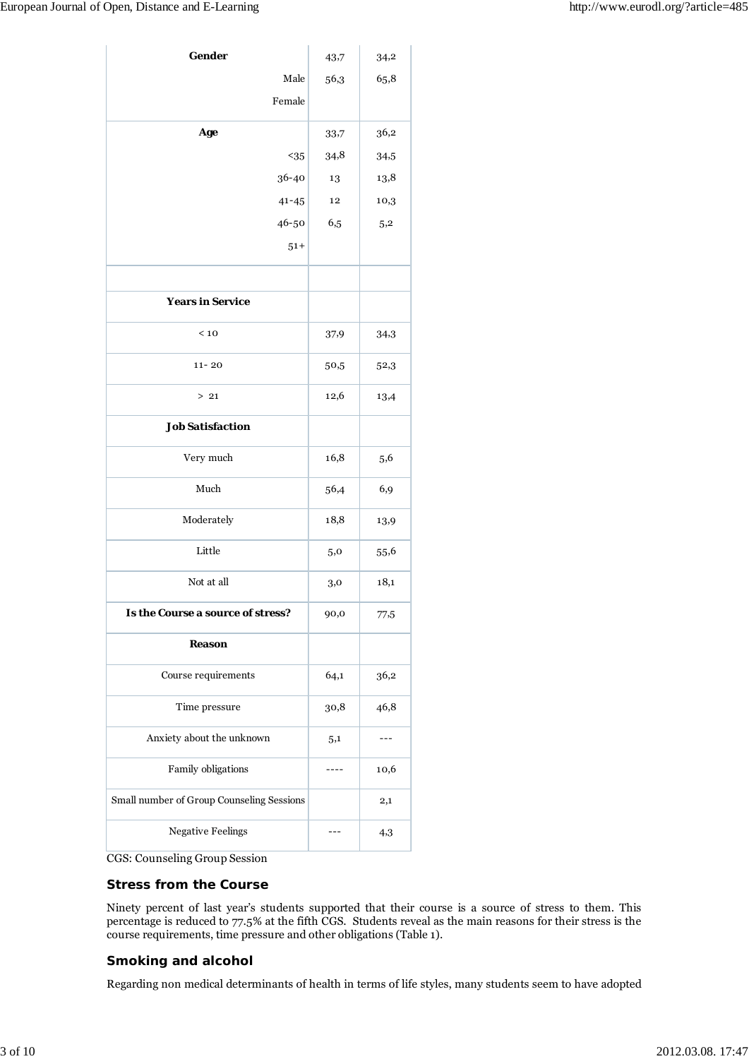| | | |
|---|---|---|
| **Gender** | 43,7 | 34,2 |
| Male | 56,3 | 65,8 |
| Female | | |
| **Age** | 33,7 | 36,2 |
| <35 | 34,8 | 34,5 |
| 36-40 | 13 | 13,8 |
| 41-45 | 12 | 10,3 |
| 46-50 | 6,5 | 5,2 |
| 51+ | | |
| | | |
| **Years in Service** | | |
| < 10 | 37,9 | 34,3 |
| 11- 20 | 50,5 | 52,3 |
| > 21 | 12,6 | 13,4 |
| **Job Satisfaction** | | |
| Very much | 16,8 | 5,6 |
| Much | 56,4 | 6,9 |
| Moderately | 18,8 | 13,9 |
| Little | 5,0 | 55,6 |
| Not at all | 3,0 | 18,1 |
| **Is the Course a source of stress?** | 90,0 | 77,5 |
| **Reason** | | |
| Course requirements | 64,1 | 36,2 |
| Time pressure | 30,8 | 46,8 |
| Anxiety about the unknown | 5,1 | --- |
| Family obligations | ---- | 10,6 |
| Small number of Group Counseling Sessions | | 2,1 |
| Negative Feelings | --- | 4,3 |

CGS: Counseling Group Session

### Stress from the Course

Ninety percent of last year's students supported that their course is a source of stress to them. This percentage is reduced to 77.5% at the fifth CGS. Students reveal as the main reasons for their stress is the course requirements, time pressure and other obligations (Table 1).

### Smoking and alcohol

Regarding non medical determinants of health in terms of life styles, many students seem to have adopted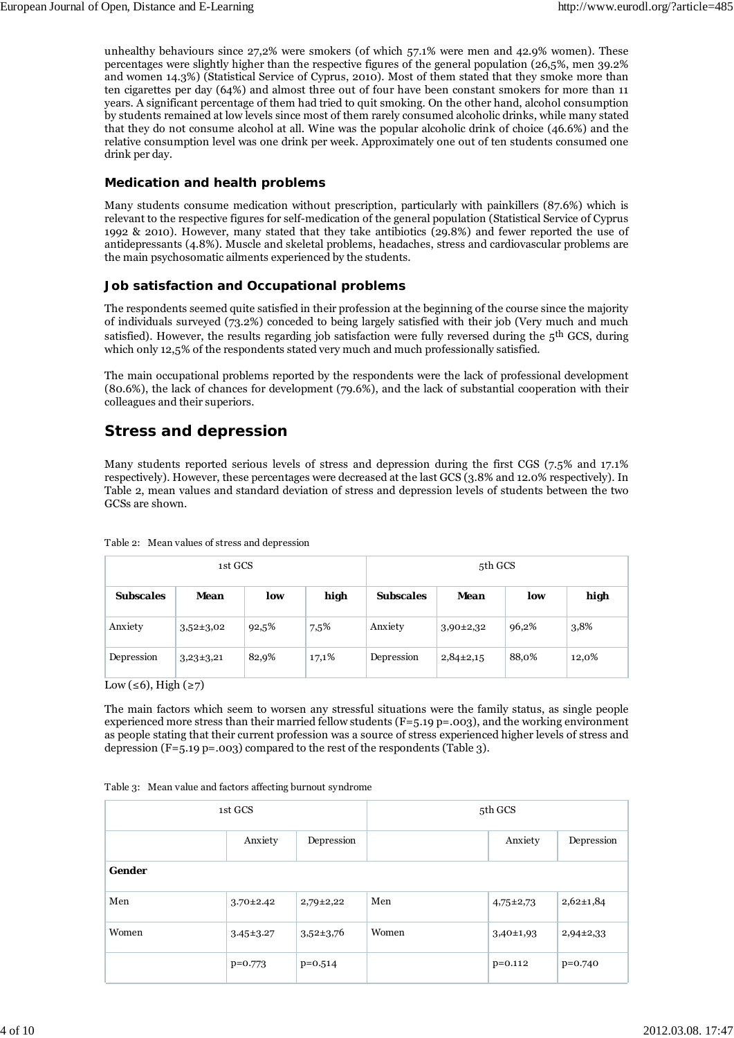unhealthy behaviours since 27,2% were smokers (of which 57.1% were men and 42.9% women). These percentages were slightly higher than the respective figures of the general population (26,5%, men 39.2% and women 14.3%) (Statistical Service of Cyprus, 2010). Most of them stated that they smoke more than ten cigarettes per day (64%) and almost three out of four have been constant smokers for more than 11 years. A significant percentage of them had tried to quit smoking. On the other hand, alcohol consumption by students remained at low levels since most of them rarely consumed alcoholic drinks, while many stated that they do not consume alcohol at all. Wine was the popular alcoholic drink of choice (46.6%) and the relative consumption level was one drink per week. Approximately one out of ten students consumed one drink per day.

### Medication and health problems

Many students consume medication without prescription, particularly with painkillers (87.6%) which is relevant to the respective figures for self-medication of the general population (Statistical Service of Cyprus 1992 & 2010). However, many stated that they take antibiotics (29.8%) and fewer reported the use of antidepressants (4.8%). Muscle and skeletal problems, headaches, stress and cardiovascular problems are the main psychosomatic ailments experienced by the students.

### Job satisfaction and Occupational problems

The respondents seemed quite satisfied in their profession at the beginning of the course since the majority of individuals surveyed (73.2%) conceded to being largely satisfied with their job (Very much and much satisfied). However, the results regarding job satisfaction were fully reversed during the 5th GCS, during which only 12,5% of the respondents stated very much and much professionally satisfied.

The main occupational problems reported by the respondents were the lack of professional development (80.6%), the lack of chances for development (79.6%), and the lack of substantial cooperation with their colleagues and their superiors.

## Stress and depression

Many students reported serious levels of stress and depression during the first CGS (7.5% and 17.1% respectively). However, these percentages were decreased at the last GCS (3.8% and 12.0% respectively). In Table 2, mean values and standard deviation of stress and depression levels of students between the two GCSs are shown.

Table 2: Mean values of stress and depression

| 1st GCS | | | | 5th GCS | | | |
|---|---|---|---|---|---|---|---|
| **Subscales** | **Mean** | **low** | **high** | **Subscales** | **Mean** | **low** | **high** |
| Anxiety | 3,52±3,02 | 92,5% | 7,5% | Anxiety | 3,90±2,32 | 96,2% | 3,8% |
| Depression | 3,23±3,21 | 82,9% | 17,1% | Depression | 2,84±2,15 | 88,0% | 12,0% |

Low (≤6), High (≥7)

The main factors which seem to worsen any stressful situations were the family status, as single people experienced more stress than their married fellow students ($F=5.19$ $p=.003$), and the working environment as people stating that their current profession was a source of stress experienced higher levels of stress and depression ($F=5.19$ $p=.003$) compared to the rest of the respondents (Table 3).

Table 3: Mean value and factors affecting burnout syndrome

| 1st GCS | | | 5th GCS | | |
|---|---|---|---|---|---|
| | Anxiety | Depression | | Anxiety | Depression |
| **Gender** | | | | | |
| Men | 3.70±2.42 | 2,79±2,22 | Men | 4,75±2,73 | 2,62±1,84 |
| Women | 3.45±3.27 | 3,52±3,76 | Women | 3,40±1,93 | 2,94±2,33 |
| | p=0.773 | p=0.514 | | p=0.112 | p=0.740 |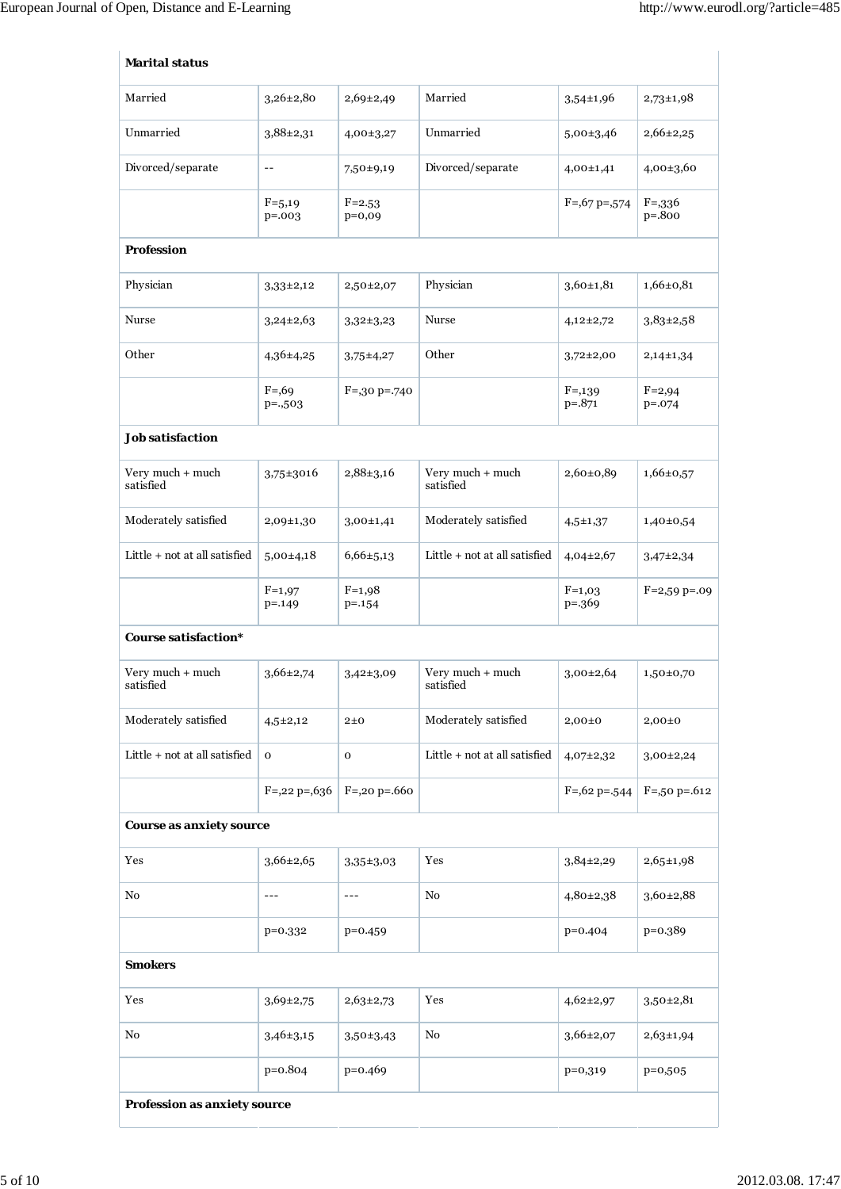| **Marital status** | | | | | |
|---|---|---|---|---|---|
| Married | 3,26±2,80 | 2,69±2,49 | Married | 3,54±1,96 | 2,73±1,98 |
| Unmarried | 3,88±2,31 | 4,00±3,27 | Unmarried | 5,00±3,46 | 2,66±2,25 |
| Divorced/separate | -- | 7,50±9,19 | Divorced/separate | 4,00±1,41 | 4,00±3,60 |
| | F=5,19 p=.003 | F=2.53 p=0,09 | | F=,67 p=,574 | F=,336 p=.800 |
| **Profession** | | | | | |
| Physician | 3,33±2,12 | 2,50±2,07 | Physician | 3,60±1,81 | 1,66±0,81 |
| Nurse | 3,24±2,63 | 3,32±3,23 | Nurse | 4,12±2,72 | 3,83±2,58 |
| Other | 4,36±4,25 | 3,75±4,27 | Other | 3,72±2,00 | 2,14±1,34 |
| | F=,69 p=.,503 | F=,30 p=.740 | | F=,139 p=.871 | F=2,94 p=.074 |
| **Job satisfaction** | | | | | |
| Very much + much satisfied | 3,75±3016 | 2,88±3,16 | Very much + much satisfied | 2,60±0,89 | 1,66±0,57 |
| Moderately satisfied | 2,09±1,30 | 3,00±1,41 | Moderately satisfied | 4,5±1,37 | 1,40±0,54 |
| Little + not at all satisfied | 5,00±4,18 | 6,66±5,13 | Little + not at all satisfied | 4,04±2,67 | 3,47±2,34 |
| | F=1,97 p=.149 | F=1,98 p=.154 | | F=1,03 p=.369 | F=2,59 p=.09 |
| **Course satisfaction*** | | | | | |
| Very much + much satisfied | 3,66±2,74 | 3,42±3,09 | Very much + much satisfied | 3,00±2,64 | 1,50±0,70 |
| Moderately satisfied | 4,5±2,12 | 2±0 | Moderately satisfied | 2,00±0 | 2,00±0 |
| Little + not at all satisfied | 0 | 0 | Little + not at all satisfied | 4,07±2,32 | 3,00±2,24 |
| | F=,22 p=,636 | F=,20 p=.660 | | F=,62 p=.544 | F=,50 p=.612 |
| **Course as anxiety source** | | | | | |
| Yes | 3,66±2,65 | 3,35±3,03 | Yes | 3,84±2,29 | 2,65±1,98 |
| No | --- | --- | No | 4,80±2,38 | 3,60±2,88 |
| | p=0.332 | p=0.459 | | p=0.404 | p=0.389 |
| **Smokers** | | | | | |
| Yes | 3,69±2,75 | 2,63±2,73 | Yes | 4,62±2,97 | 3,50±2,81 |
| No | 3,46±3,15 | 3,50±3,43 | No | 3,66±2,07 | 2,63±1,94 |
| | p=0.804 | p=0.469 | | p=0,319 | p=0,505 |
| **Profession as anxiety source** | | | | | |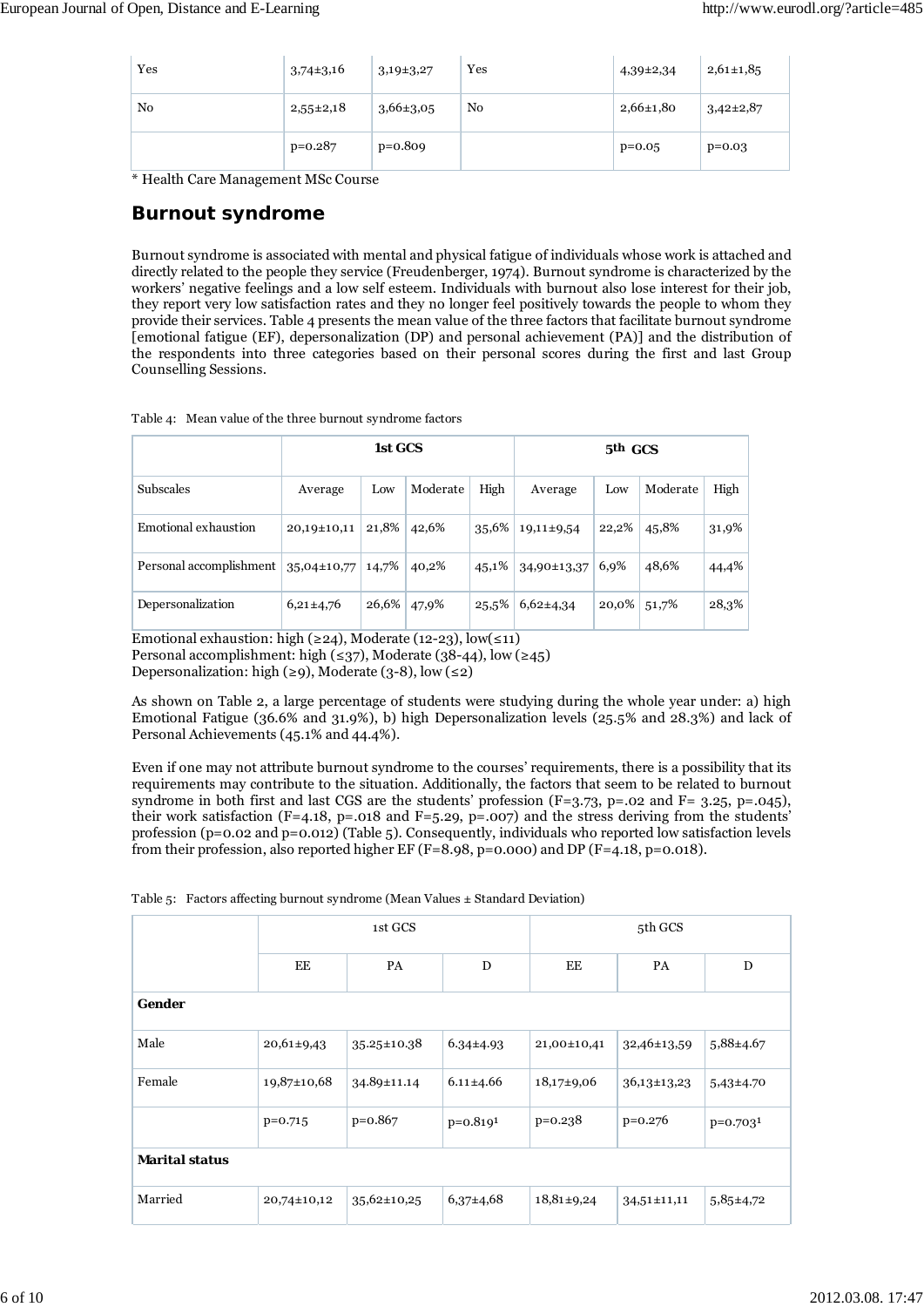| | | | | | |
|---|---|---|---|---|---|
| Yes | 3,74±3,16 | 3,19±3,27 | Yes | 4,39±2,34 | 2,61±1,85 |
| No | 2,55±2,18 | 3,66±3,05 | No | 2,66±1,80 | 3,42±2,87 |
| | p=0.287 | p=0.809 | | p=0.05 | p=0.03 |

* Health Care Management MSc Course

## Burnout syndrome

Burnout syndrome is associated with mental and physical fatigue of individuals whose work is attached and directly related to the people they service (Freudenberger, 1974). Burnout syndrome is characterized by the workers' negative feelings and a low self esteem. Individuals with burnout also lose interest for their job, they report very low satisfaction rates and they no longer feel positively towards the people to whom they provide their services. Table 4 presents the mean value of the three factors that facilitate burnout syndrome [emotional fatigue (EF), depersonalization (DP) and personal achievement (PA)] and the distribution of the respondents into three categories based on their personal scores during the first and last Group Counselling Sessions.

Table 4: Mean value of the three burnout syndrome factors

| | 1st GCS | | | | 5th GCS | | | |
|---|---|---|---|---|---|---|---|---|
| Subscales | Average | Low | Moderate | High | Average | Low | Moderate | High |
| Emotional exhaustion | 20,19±10,11 | 21,8% | 42,6% | 35,6% | 19,11±9,54 | 22,2% | 45,8% | 31,9% |
| Personal accomplishment | 35,04±10,77 | 14,7% | 40,2% | 45,1% | 34,90±13,37 | 6,9% | 48,6% | 44,4% |
| Depersonalization | 6,21±4,76 | 26,6% | 47,9% | 25,5% | 6,62±4,34 | 20,0% | 51,7% | 28,3% |

Emotional exhaustion: high (≥24), Moderate (12-23), low(≤11)
Personal accomplishment: high (≤37), Moderate (38-44), low (≥45)
Depersonalization: high (≥9), Moderate (3-8), low (≤2)

As shown on Table 2, a large percentage of students were studying during the whole year under: a) high Emotional Fatigue (36.6% and 31.9%), b) high Depersonalization levels (25.5% and 28.3%) and lack of Personal Achievements (45.1% and 44.4%).

Even if one may not attribute burnout syndrome to the courses' requirements, there is a possibility that its requirements may contribute to the situation. Additionally, the factors that seem to be related to burnout syndrome in both first and last CGS are the students' profession (F=3.73, p=.02 and F= 3.25, p=.045), their work satisfaction (F=4.18, p=.018 and F=5.29, p=.007) and the stress deriving from the students' profession (p=0.02 and p=0.012) (Table 5). Consequently, individuals who reported low satisfaction levels from their profession, also reported higher EF (F=8.98, p=0.000) and DP (F=4.18, p=0.018).

Table 5: Factors affecting burnout syndrome (Mean Values ± Standard Deviation)

| | 1st GCS | | | 5th GCS | | |
|---|---|---|---|---|---|---|
| | EE | PA | D | EE | PA | D |
| **Gender** | | | | | | |
| Male | 20,61±9,43 | 35.25±10.38 | 6.34±4.93 | 21,00±10,41 | 32,46±13,59 | 5,88±4.67 |
| Female | 19,87±10,68 | 34.89±11.14 | 6.11±4.66 | 18,17±9,06 | 36,13±13,23 | 5,43±4.70 |
| | p=0.715 | p=0.867 | p=0.819[1] | p=0.238 | p=0.276 | p=0.703[1] |
| **Marital status** | | | | | | |
| Married | 20,74±10,12 | 35,62±10,25 | 6,37±4,68 | 18,81±9,24 | 34,51±11,11 | 5,85±4,72 |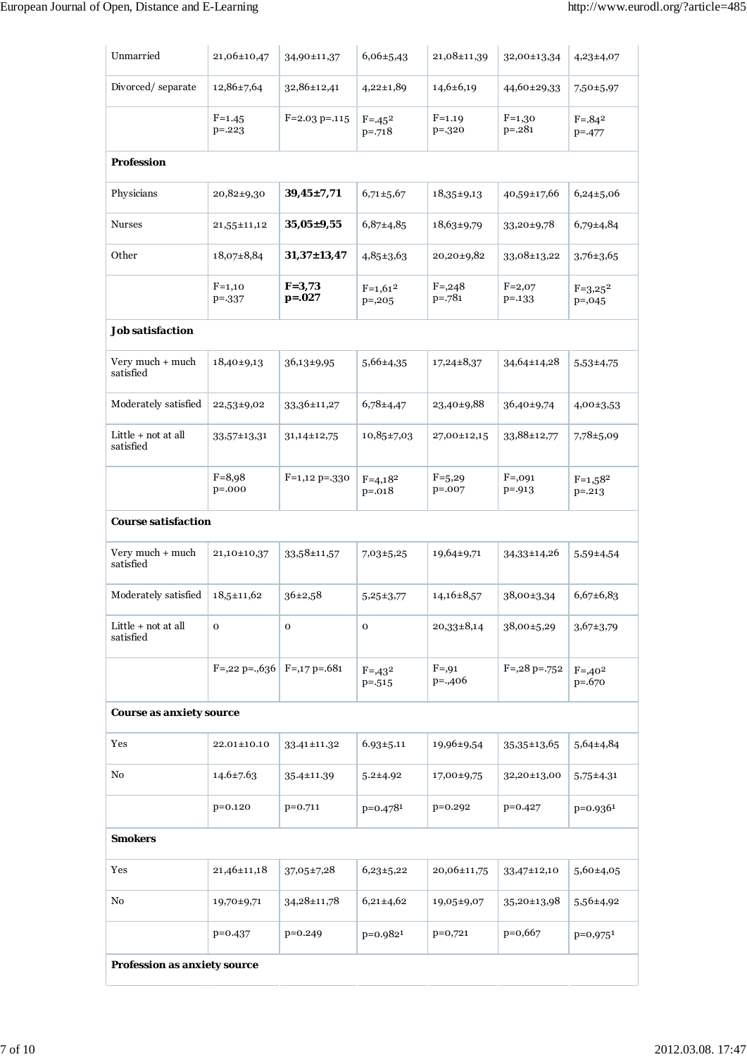| | | | | | | |
|---|---|---|---|---|---|---|
| Unmarried | 21,06±10,47 | 34,90±11,37 | 6,06±5,43 | 21,08±11,39 | 32,00±13,34 | 4,23±4,07 |
| Divorced/ separate | 12,86±7,64 | 32,86±12,41 | 4,22±1,89 | 14,6±6,19 | 44,60±29,33 | 7,50±5,97 |
| | F=1.45 p=.223 | F=2.03 p=.115 | F=.45[2] p=.718 | F=1.19 p=.320 | F=1,30 p=.281 | F=.84[2] p=.477 |
| **Profession** | | | | | | |
| Physicians | 20,82±9,30 | **39,45±7,71** | 6,71±5,67 | 18,35±9,13 | 40,59±17,66 | 6,24±5,06 |
| Nurses | 21,55±11,12 | **35,05±9,55** | 6,87±4,85 | 18,63±9,79 | 33,20±9,78 | 6,79±4,84 |
| Other | 18,07±8,84 | **31,37±13,47** | 4,85±3,63 | 20,20±9,82 | 33,08±13,22 | 3,76±3,65 |
| | F=1,10 p=.337 | **F=3,73 p=.027** | F=1,61[2] p=,205 | F=,248 p=.781 | F=2,07 p=.133 | F=3,25[2] p=,045 |
| **Job satisfaction** | | | | | | |
| Very much + much satisfied | 18,40±9,13 | 36,13±9,95 | 5,66±4,35 | 17,24±8,37 | 34,64±14,28 | 5,53±4,75 |
| Moderately satisfied | 22,53±9,02 | 33,36±11,27 | 6,78±4,47 | 23,40±9,88 | 36,40±9,74 | 4,00±3,53 |
| Little + not at all satisfied | 33,57±13,31 | 31,14±12,75 | 10,85±7,03 | 27,00±12,15 | 33,88±12,77 | 7,78±5,09 |
| | F=8,98 p=.000 | F=1,12 p=.330 | F=4,18[2] p=.018 | F=5,29 p=.007 | F=,091 p=.913 | F=1,58[2] p=.213 |
| **Course satisfaction** | | | | | | |
| Very much + much satisfied | 21,10±10,37 | 33,58±11,57 | 7,03±5,25 | 19,64±9,71 | 34,33±14,26 | 5,59±4,54 |
| Moderately satisfied | 18,5±11,62 | 36±2,58 | 5,25±3,77 | 14,16±8,57 | 38,00±3,34 | 6,67±6,83 |
| Little + not at all satisfied | 0 | 0 | 0 | 20,33±8,14 | 38,00±5,29 | 3,67±3,79 |
| | F=,22 p=.,636 | F=,17 p=.681 | F=,43[2] p=.515 | F=,91 p=.,406 | F=,28 p=.752 | F=,40[2] p=.670 |
| **Course as anxiety source** | | | | | | |
| Yes | 22.01±10.10 | 33.41±11.32 | 6.93±5.11 | 19,96±9,54 | 35,35±13,65 | 5,64±4,84 |
| No | 14.6±7.63 | 35.4±11.39 | 5.2±4.92 | 17,00±9,75 | 32,20±13,00 | 5,75±4.31 |
| | p=0.120 | p=0.711 | p=0.478[1] | p=0.292 | p=0.427 | p=0.936[1] |
| **Smokers** | | | | | | |
| Yes | 21,46±11,18 | 37,05±7,28 | 6,23±5,22 | 20,06±11,75 | 33,47±12,10 | 5,60±4,05 |
| No | 19,70±9,71 | 34,28±11,78 | 6,21±4,62 | 19,05±9,07 | 35,20±13,98 | 5,56±4,92 |
| | p=0.437 | p=0.249 | p=0.982[1] | p=0,721 | p=0,667 | p=0,975[1] |
| **Profession as anxiety source** | | | | | | |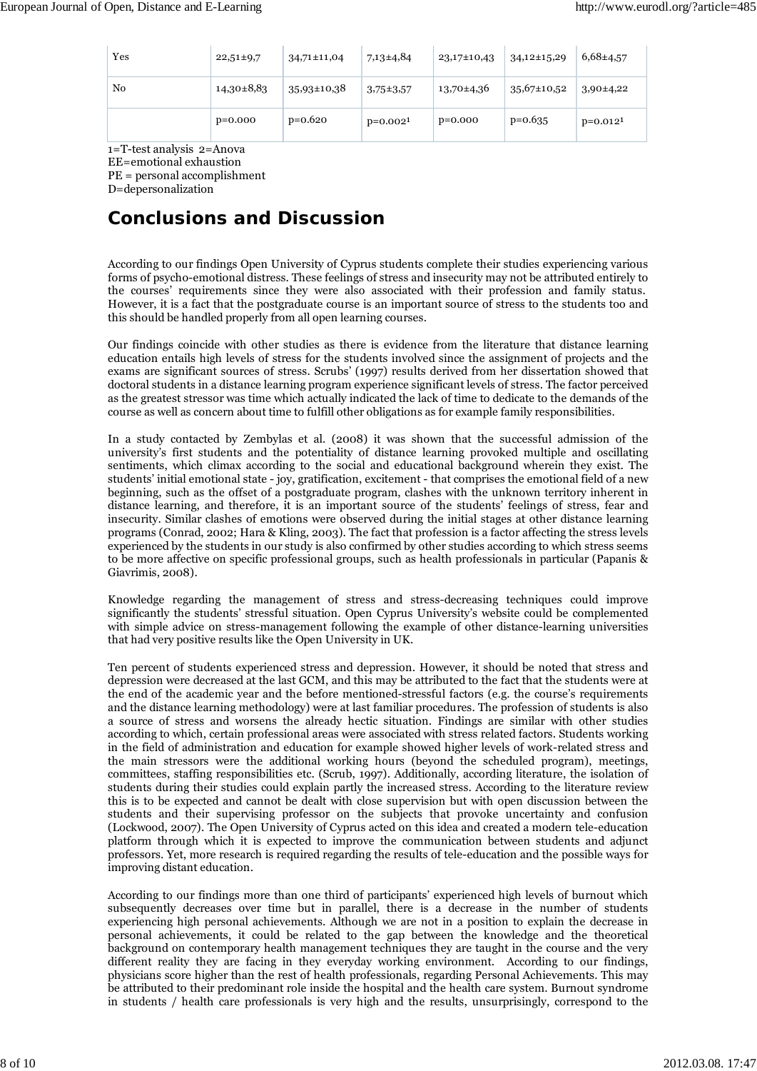| | | | | | | |
|---|---|---|---|---|---|---|
| Yes | 22,51±9,7 | 34,71±11,04 | 7,13±4,84 | 23,17±10,43 | 34,12±15,29 | 6,68±4,57 |
| No | 14,30±8,83 | 35,93±10,38 | 3,75±3,57 | 13,70±4,36 | 35,67±10,52 | 3,90±4,22 |
| | p=0.000 | p=0.620 | p=0.002[1] | p=0.000 | p=0.635 | p=0.012[1] |

1=T-test analysis 2=Anova
EE=emotional exhaustion
PE = personal accomplishment
D=depersonalization

## Conclusions and Discussion

According to our findings Open University of Cyprus students complete their studies experiencing various forms of psycho-emotional distress. These feelings of stress and insecurity may not be attributed entirely to the courses' requirements since they were also associated with their profession and family status. However, it is a fact that the postgraduate course is an important source of stress to the students too and this should be handled properly from all open learning courses.

Our findings coincide with other studies as there is evidence from the literature that distance learning education entails high levels of stress for the students involved since the assignment of projects and the exams are significant sources of stress. Scrubs' (1997) results derived from her dissertation showed that doctoral students in a distance learning program experience significant levels of stress. The factor perceived as the greatest stressor was time which actually indicated the lack of time to dedicate to the demands of the course as well as concern about time to fulfill other obligations as for example family responsibilities.

In a study contacted by Zembylas et al. (2008) it was shown that the successful admission of the university's first students and the potentiality of distance learning provoked multiple and oscillating sentiments, which climax according to the social and educational background wherein they exist. The students' initial emotional state - joy, gratification, excitement - that comprises the emotional field of a new beginning, such as the offset of a postgraduate program, clashes with the unknown territory inherent in distance learning, and therefore, it is an important source of the students' feelings of stress, fear and insecurity. Similar clashes of emotions were observed during the initial stages at other distance learning programs (Conrad, 2002; Hara & Kling, 2003). The fact that profession is a factor affecting the stress levels experienced by the students in our study is also confirmed by other studies according to which stress seems to be more affective on specific professional groups, such as health professionals in particular (Papanis & Giavrimis, 2008).

Knowledge regarding the management of stress and stress-decreasing techniques could improve significantly the students' stressful situation. Open Cyprus University's website could be complemented with simple advice on stress-management following the example of other distance-learning universities that had very positive results like the Open University in UK.

Ten percent of students experienced stress and depression. However, it should be noted that stress and depression were decreased at the last GCM, and this may be attributed to the fact that the students were at the end of the academic year and the before mentioned-stressful factors (e.g. the course's requirements and the distance learning methodology) were at last familiar procedures. The profession of students is also a source of stress and worsens the already hectic situation. Findings are similar with other studies according to which, certain professional areas were associated with stress related factors. Students working in the field of administration and education for example showed higher levels of work-related stress and the main stressors were the additional working hours (beyond the scheduled program), meetings, committees, staffing responsibilities etc. (Scrub, 1997). Additionally, according literature, the isolation of students during their studies could explain partly the increased stress. According to the literature review this is to be expected and cannot be dealt with close supervision but with open discussion between the students and their supervising professor on the subjects that provoke uncertainty and confusion (Lockwood, 2007). The Open University of Cyprus acted on this idea and created a modern tele-education platform through which it is expected to improve the communication between students and adjunct professors. Yet, more research is required regarding the results of tele-education and the possible ways for improving distant education.

According to our findings more than one third of participants' experienced high levels of burnout which subsequently decreases over time but in parallel, there is a decrease in the number of students experiencing high personal achievements. Although we are not in a position to explain the decrease in personal achievements, it could be related to the gap between the knowledge and the theoretical background on contemporary health management techniques they are taught in the course and the very different reality they are facing in they everyday working environment. According to our findings, physicians score higher than the rest of health professionals, regarding Personal Achievements. This may be attributed to their predominant role inside the hospital and the health care system. Burnout syndrome in students / health care professionals is very high and the results, unsurprisingly, correspond to the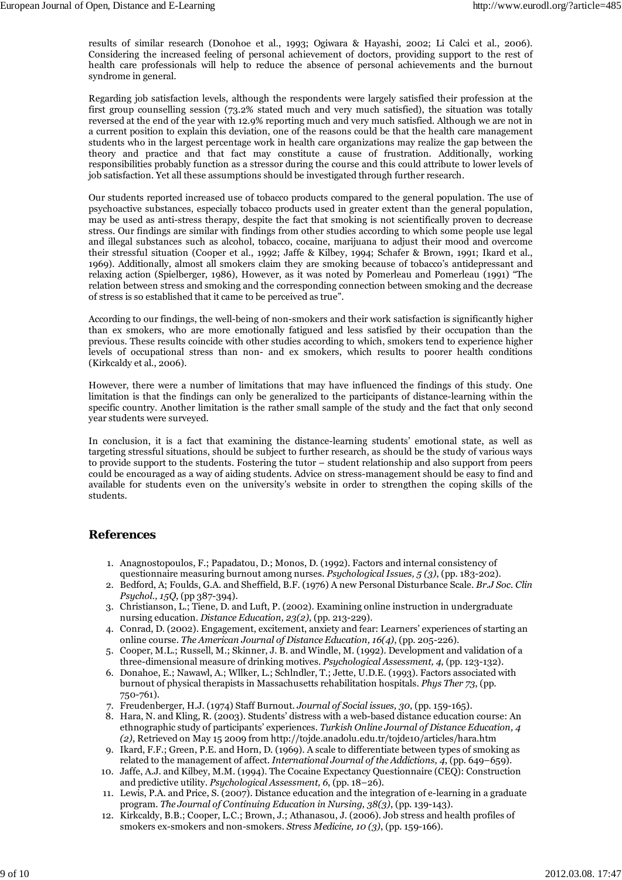results of similar research (Donohoe et al., 1993; Ogiwara & Hayashi, 2002; Li Calci et al., 2006). Considering the increased feeling of personal achievement of doctors, providing support to the rest of health care professionals will help to reduce the absence of personal achievements and the burnout syndrome in general.

Regarding job satisfaction levels, although the respondents were largely satisfied their profession at the first group counselling session (73.2% stated much and very much satisfied), the situation was totally reversed at the end of the year with 12.9% reporting much and very much satisfied. Although we are not in a current position to explain this deviation, one of the reasons could be that the health care management students who in the largest percentage work in health care organizations may realize the gap between the theory and practice and that fact may constitute a cause of frustration. Additionally, working responsibilities probably function as a stressor during the course and this could attribute to lower levels of job satisfaction. Yet all these assumptions should be investigated through further research.

Our students reported increased use of tobacco products compared to the general population. The use of psychoactive substances, especially tobacco products used in greater extent than the general population, may be used as anti-stress therapy, despite the fact that smoking is not scientifically proven to decrease stress. Our findings are similar with findings from other studies according to which some people use legal and illegal substances such as alcohol, tobacco, cocaine, marijuana to adjust their mood and overcome their stressful situation (Cooper et al., 1992; Jaffe & Kilbey, 1994; Schafer & Brown, 1991; Ikard et al., 1969). Additionally, almost all smokers claim they are smoking because of tobacco's antidepressant and relaxing action (Spielberger, 1986), However, as it was noted by Pomerleau and Pomerleau (1991) "The relation between stress and smoking and the corresponding connection between smoking and the decrease of stress is so established that it came to be perceived as true".

According to our findings, the well-being of non-smokers and their work satisfaction is significantly higher than ex smokers, who are more emotionally fatigued and less satisfied by their occupation than the previous. These results coincide with other studies according to which, smokers tend to experience higher levels of occupational stress than non- and ex smokers, which results to poorer health conditions (Kirkcaldy et al., 2006).

However, there were a number of limitations that may have influenced the findings of this study. One limitation is that the findings can only be generalized to the participants of distance-learning within the specific country. Another limitation is the rather small sample of the study and the fact that only second year students were surveyed.

In conclusion, it is a fact that examining the distance-learning students' emotional state, as well as targeting stressful situations, should be subject to further research, as should be the study of various ways to provide support to the students. Fostering the tutor – student relationship and also support from peers could be encouraged as a way of aiding students. Advice on stress-management should be easy to find and available for students even on the university's website in order to strengthen the coping skills of the students.

## References

1. Anagnostopoulos, F.; Papadatou, D.; Monos, D. (1992). Factors and internal consistency of questionnaire measuring burnout among nurses. *Psychological Issues, 5 (3)*, (pp. 183-202).
2. Bedford, A; Foulds, G.A. and Sheffield, B.F. (1976) A new Personal Disturbance Scale. *Br.J Soc. Clin Psychol., 15Q*, (pp 387-394).
3. Christianson, L.; Tiene, D. and Luft, P. (2002). Examining online instruction in undergraduate nursing education. *Distance Education, 23(2)*, (pp. 213-229).
4. Conrad, D. (2002). Engagement, excitement, anxiety and fear: Learners' experiences of starting an online course. *The American Journal of Distance Education, 16(4)*, (pp. 205-226).
5. Cooper, M.L.; Russell, M.; Skinner, J. B. and Windle, M. (1992). Development and validation of a three-dimensional measure of drinking motives. *Psychological Assessment, 4*, (pp. 123-132).
6. Donahoe, E.; Nawawl, A.; Wllker, L.; Schlndler, T.; Jette, U.D.E. (1993). Factors associated with burnout of physical therapists in Massachusetts rehabilitation hospitals. *Phys Ther 73*, (pp. 750-761).
7. Freudenberger, H.J. (1974) Staff Burnout. *Journal of Social issues, 30*, (pp. 159-165).
8. Hara, N. and Kling, R. (2003). Students' distress with a web-based distance education course: An ethnographic study of participants' experiences. *Turkish Online Journal of Distance Education, 4 (2)*, Retrieved on May 15 2009 from http://tojde.anadolu.edu.tr/tojde10/articles/hara.htm
9. Ikard, F.F.; Green, P.E. and Horn, D. (1969). A scale to differentiate between types of smoking as related to the management of affect. *International Journal of the Addictions, 4*, (pp. 649–659).
10. Jaffe, A.J. and Kilbey, M.M. (1994). The Cocaine Expectancy Questionnaire (CEQ): Construction and predictive utility. *Psychological Assessment, 6*, (pp. 18–26).
11. Lewis, P.A. and Price, S. (2007). Distance education and the integration of e-learning in a graduate program. *The Journal of Continuing Education in Nursing, 38(3)*, (pp. 139-143).
12. Kirkcaldy, B.B.; Cooper, L.C.; Brown, J.; Athanasou, J. (2006). Job stress and health profiles of smokers ex-smokers and non-smokers. *Stress Medicine, 10 (3)*, (pp. 159-166).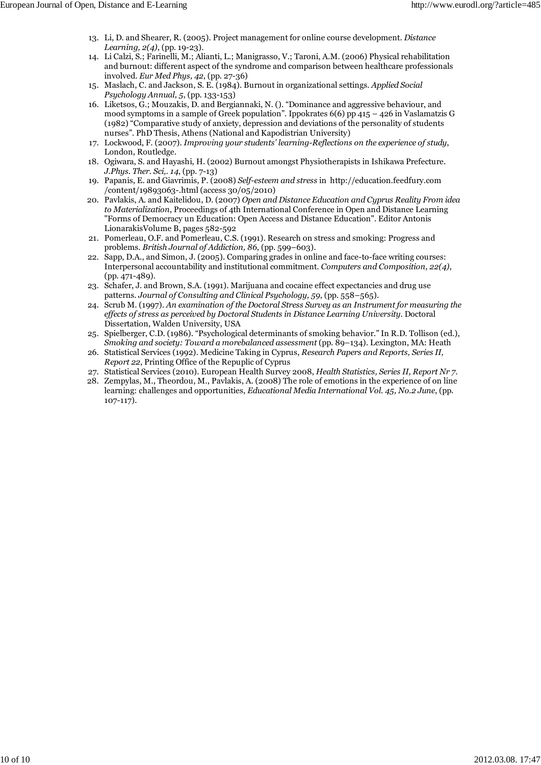13. Li, D. and Shearer, R. (2005). Project management for online course development. *Distance Learning, 2(4)*, (pp. 19-23).
14. Li Calzi, S.; Farinelli, M.; Alianti, L.; Manigrasso, V.; Taroni, A.M. (2006) Physical rehabilitation and burnout: different aspect of the syndrome and comparison between healthcare professionals involved. *Eur Med Phys, 42*, (pp. 27-36)
15. Maslach, C. and Jackson, S. E. (1984). Burnout in organizational settings. *Applied Social Psychology Annual, 5*, (pp. 133-153)
16. Liketsos, G.; Mouzakis, D. and Bergiannaki, N. (). "Dominance and aggressive behaviour, and mood symptoms in a sample of Greek population". Ippokrates 6(6) pp 415 – 426 in Vaslamatzis G (1982) "Comparative study of anxiety, depression and deviations of the personality of students nurses". PhD Thesis, Athens (National and Kapodistrian University)
17. Lockwood, F. (2007). *Improving your students' learning-Reflections on the experience of study*, London, Routledge.
18. Ogiwara, S. and Hayashi, H. (2002) Burnout amongst Physiotherapists in Ishikawa Prefecture. *J.Phys. Ther. Sci,. 14*, (pp. 7-13)
19. Papanis, E. and Giavrimis, P. (2008) *Self-esteem and stress* in http://education.feedfury.com /content/19893063-.html (access 30/05/2010)
20. Pavlakis, A. and Kaitelidou, D. (2007) *Open and Distance Education and Cyprus Reality From idea to Materialization*, Proceedings of 4th International Conference in Open and Distance Learning "Forms of Democracy un Education: Open Access and Distance Education". Editor Antonis LionarakisVolume B, pages 582-592
21. Pomerleau, O.F. and Pomerleau, C.S. (1991). Research on stress and smoking: Progress and problems. *British Journal of Addiction, 86*, (pp. 599–603).
22. Sapp, D.A., and Simon, J. (2005). Comparing grades in online and face-to-face writing courses: Interpersonal accountability and institutional commitment. *Computers and Composition, 22(4)*, (pp. 471-489).
23. Schafer, J. and Brown, S.A. (1991). Marijuana and cocaine effect expectancies and drug use patterns. *Journal of Consulting and Clinical Psychology, 59*, (pp. 558–565).
24. Scrub M. (1997). *An examination of the Doctoral Stress Survey as an Instrument for measuring the effects of stress as perceived by Doctoral Students in Distance Learning University*. Doctoral Dissertation, Walden University, USA
25. Spielberger, C.D. (1986). "Psychological determinants of smoking behavior." In R.D. Tollison (ed.), *Smoking and society: Toward a morebalanced assessment* (pp. 89–134). Lexington, MA: Heath
26. Statistical Services (1992). Medicine Taking in Cyprus, *Research Papers and Reports, Series II, Report 22*, Printing Office of the Repuplic of Cyprus
27. Statistical Services (2010). European Health Survey 2008, *Health Statistics, Series II, Report Nr 7.*
28. Zempylas, M., Theordou, M., Pavlakis, A. (2008) The role of emotions in the experience of on line learning: challenges and opportunities, *Educational Media International Vol. 45, No.2 June*, (pp. 107-117).